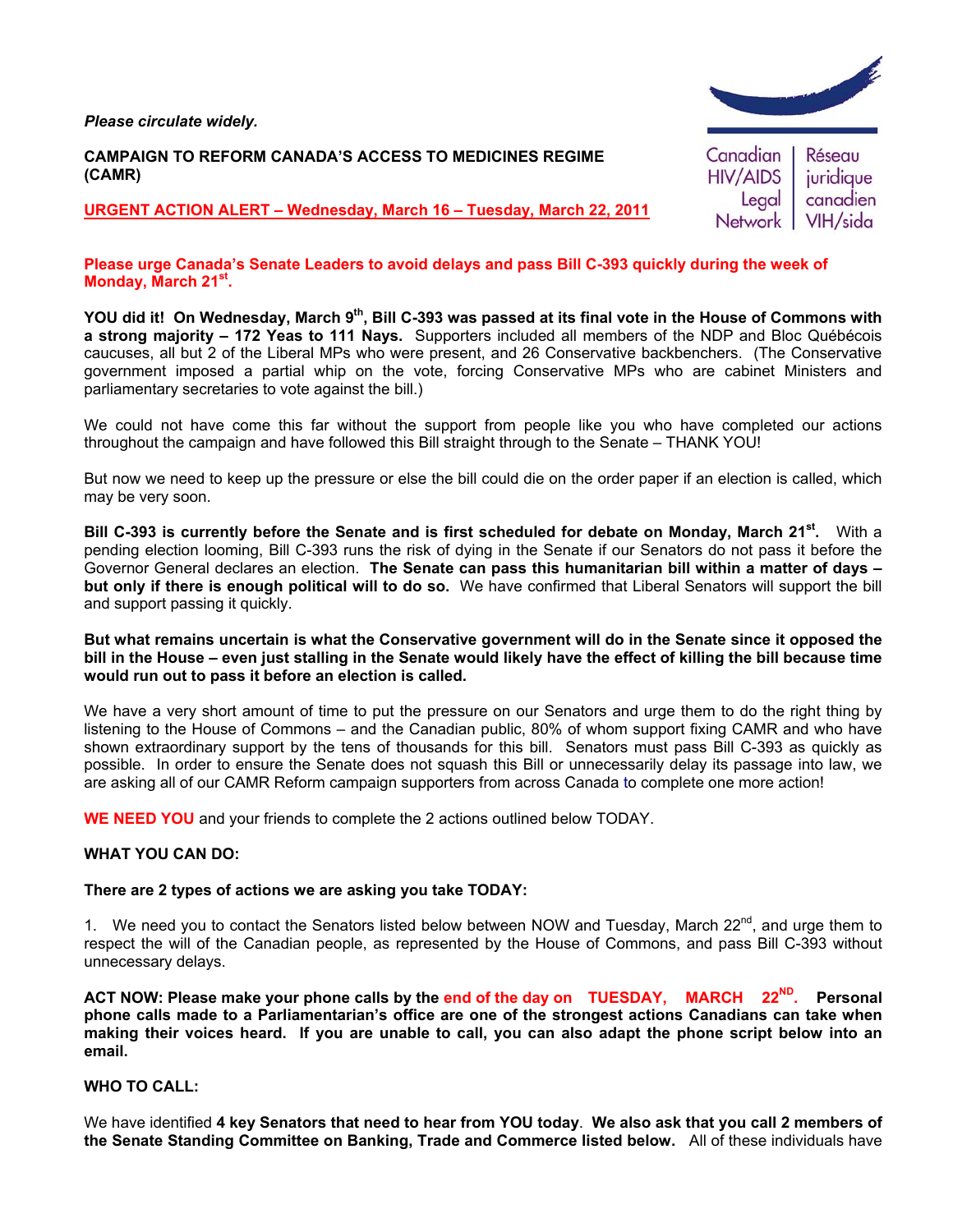*Please circulate widely.*

**CAMPAIGN TO REFORM CANADA'S ACCESS TO MEDICINES REGIME (CAMR)**

Canadian HIV/AIDS Legal Network | Réseau juridique canadien VIH/sida

**URGENT ACTION ALERT – Wednesday, March 16 – Tuesday, March 22, 2011**

**Please urge Canada's Senate Leaders to avoid delays and pass Bill C-393 quickly during the week of Monday, March 21st.**

**YOU did it! On Wednesday, March 9th, Bill C-393 was passed at its final vote in the House of Commons with a strong majority – 172 Yeas to 111 Nays.** Supporters included all members of the NDP and Bloc Québécois caucuses, all but 2 of the Liberal MPs who were present, and 26 Conservative backbenchers. (The Conservative government imposed a partial whip on the vote, forcing Conservative MPs who are cabinet Ministers and parliamentary secretaries to vote against the bill.)

We could not have come this far without the support from people like you who have completed our actions throughout the campaign and have followed this Bill straight through to the Senate – THANK YOU!

But now we need to keep up the pressure or else the bill could die on the order paper if an election is called, which may be very soon.

**Bill C-393 is currently before the Senate and is first scheduled for debate on Monday, March 21st.** With a pending election looming, Bill C-393 runs the risk of dying in the Senate if our Senators do not pass it before the Governor General declares an election. **The Senate can pass this humanitarian bill within a matter of days – but only if there is enough political will to do so.** We have confirmed that Liberal Senators will support the bill and support passing it quickly.

**But what remains uncertain is what the Conservative government will do in the Senate since it opposed the bill in the House – even just stalling in the Senate would likely have the effect of killing the bill because time would run out to pass it before an election is called.**

We have a very short amount of time to put the pressure on our Senators and urge them to do the right thing by listening to the House of Commons – and the Canadian public, 80% of whom support fixing CAMR and who have shown extraordinary support by the tens of thousands for this bill. Senators must pass Bill C-393 as quickly as possible. In order to ensure the Senate does not squash this Bill or unnecessarily delay its passage into law, we are asking all of our CAMR Reform campaign supporters from across Canada to complete one more action!

**WE NEED YOU** and your friends to complete the 2 actions outlined below TODAY.

**WHAT YOU CAN DO:**

**There are 2 types of actions we are asking you take TODAY:**

1. We need you to contact the Senators listed below between NOW and Tuesday, March 22nd, and urge them to respect the will of the Canadian people, as represented by the House of Commons, and pass Bill C-393 without unnecessary delays.

**ACT NOW: Please make your phone calls by the end of the day on TUESDAY, MARCH 22ND. Personal phone calls made to a Parliamentarian's office are one of the strongest actions Canadians can take when making their voices heard. If you are unable to call, you can also adapt the phone script below into an email.**

**WHO TO CALL:**

We have identified **4 key Senators that need to hear from YOU today**. **We also ask that you call 2 members of the Senate Standing Committee on Banking, Trade and Commerce listed below.** All of these individuals have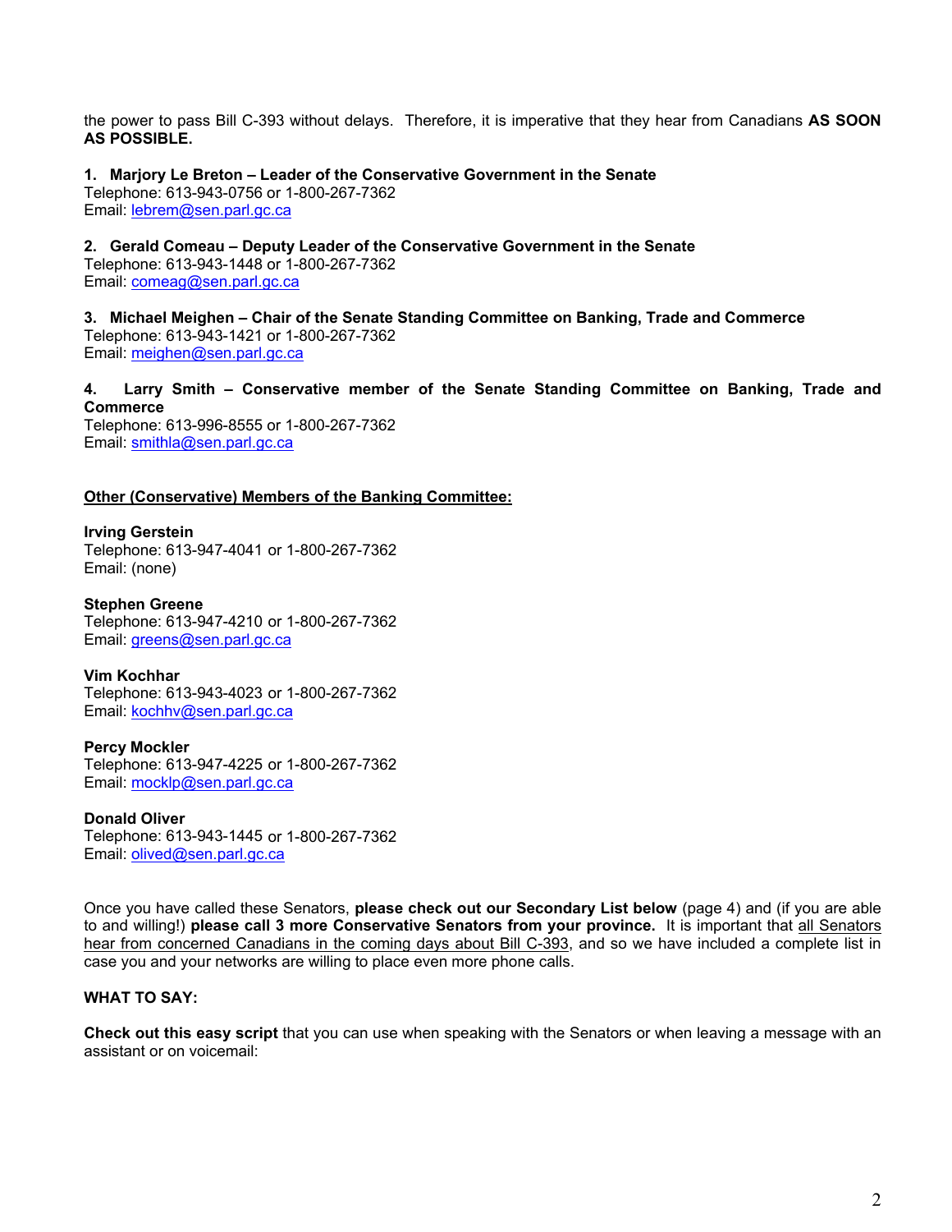the power to pass Bill C-393 without delays. Therefore, it is imperative that they hear from Canadians **AS SOON AS POSSIBLE.**

**1. Marjory Le Breton – Leader of the Conservative Government in the Senate**
Telephone: 613-943-0756 or 1-800-267-7362
Email: lebrem@sen.parl.gc.ca

**2. Gerald Comeau – Deputy Leader of the Conservative Government in the Senate**
Telephone: 613-943-1448 or 1-800-267-7362
Email: comeag@sen.parl.gc.ca

**3. Michael Meighen – Chair of the Senate Standing Committee on Banking, Trade and Commerce**
Telephone: 613-943-1421 or 1-800-267-7362
Email: meighen@sen.parl.gc.ca

**4. Larry Smith – Conservative member of the Senate Standing Committee on Banking, Trade and Commerce**
Telephone: 613-996-8555 or 1-800-267-7362
Email: smithla@sen.parl.gc.ca

**Other (Conservative) Members of the Banking Committee:**

**Irving Gerstein**
Telephone: 613-947-4041 or 1-800-267-7362
Email: (none)

**Stephen Greene**
Telephone: 613-947-4210 or 1-800-267-7362
Email: greens@sen.parl.gc.ca

**Vim Kochhar**
Telephone: 613-943-4023 or 1-800-267-7362
Email: kochhv@sen.parl.gc.ca

**Percy Mockler**
Telephone: 613-947-4225 or 1-800-267-7362
Email: mocklp@sen.parl.gc.ca

**Donald Oliver**
Telephone: 613-943-1445 or 1-800-267-7362
Email: olived@sen.parl.gc.ca

Once you have called these Senators, **please check out our Secondary List below** (page 4) and (if you are able to and willing!) **please call 3 more Conservative Senators from your province.** It is important that all Senators hear from concerned Canadians in the coming days about Bill C-393, and so we have included a complete list in case you and your networks are willing to place even more phone calls.

**WHAT TO SAY:**

**Check out this easy script** that you can use when speaking with the Senators or when leaving a message with an assistant or on voicemail: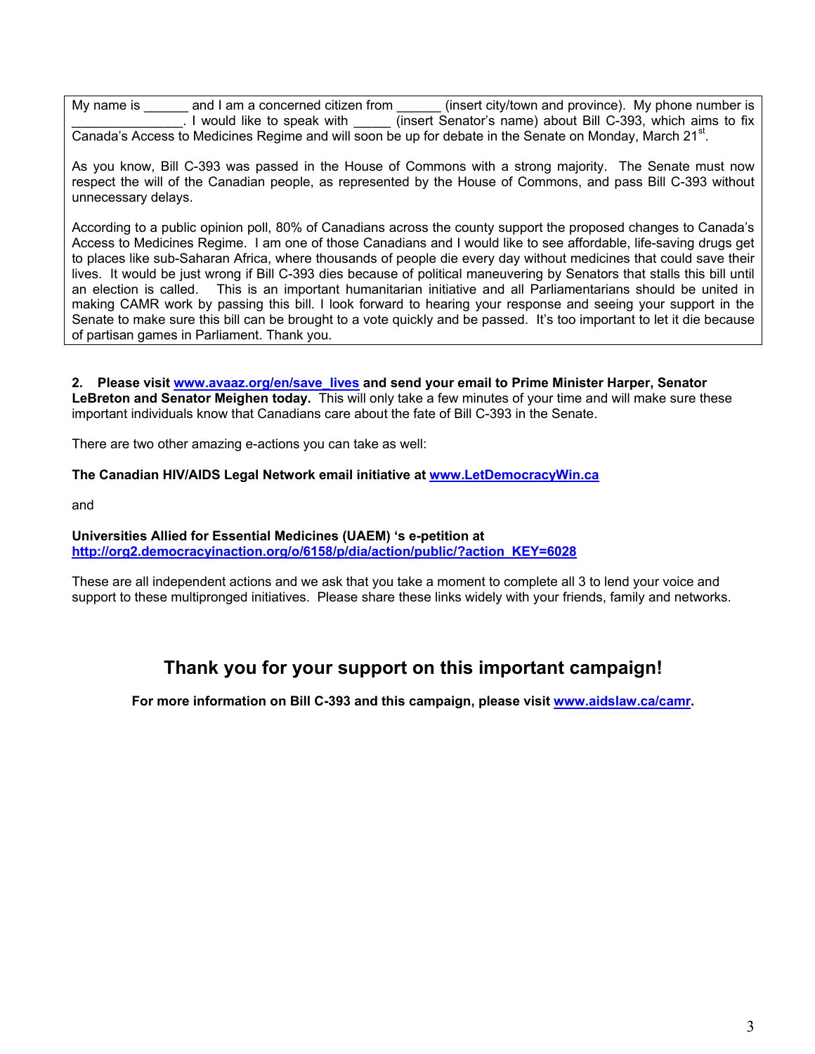My name is ______ and I am a concerned citizen from ______ (insert city/town and province). My phone number is _______________. I would like to speak with _____ (insert Senator's name) about Bill C-393, which aims to fix Canada's Access to Medicines Regime and will soon be up for debate in the Senate on Monday, March 21st.

As you know, Bill C-393 was passed in the House of Commons with a strong majority. The Senate must now respect the will of the Canadian people, as represented by the House of Commons, and pass Bill C-393 without unnecessary delays.

According to a public opinion poll, 80% of Canadians across the county support the proposed changes to Canada's Access to Medicines Regime. I am one of those Canadians and I would like to see affordable, life-saving drugs get to places like sub-Saharan Africa, where thousands of people die every day without medicines that could save their lives. It would be just wrong if Bill C-393 dies because of political maneuvering by Senators that stalls this bill until an election is called. This is an important humanitarian initiative and all Parliamentarians should be united in making CAMR work by passing this bill. I look forward to hearing your response and seeing your support in the Senate to make sure this bill can be brought to a vote quickly and be passed. It's too important to let it die because of partisan games in Parliament. Thank you.

**2. Please visit www.avaaz.org/en/save_lives and send your email to Prime Minister Harper, Senator LeBreton and Senator Meighen today.** This will only take a few minutes of your time and will make sure these important individuals know that Canadians care about the fate of Bill C-393 in the Senate.

There are two other amazing e-actions you can take as well:

**The Canadian HIV/AIDS Legal Network email initiative at www.LetDemocracyWin.ca**

and

**Universities Allied for Essential Medicines (UAEM) 's e-petition at http://org2.democracyinaction.org/o/6158/p/dia/action/public/?action_KEY=6028**

These are all independent actions and we ask that you take a moment to complete all 3 to lend your voice and support to these multipronged initiatives. Please share these links widely with your friends, family and networks.

## Thank you for your support on this important campaign!

**For more information on Bill C-393 and this campaign, please visit www.aidslaw.ca/camr.**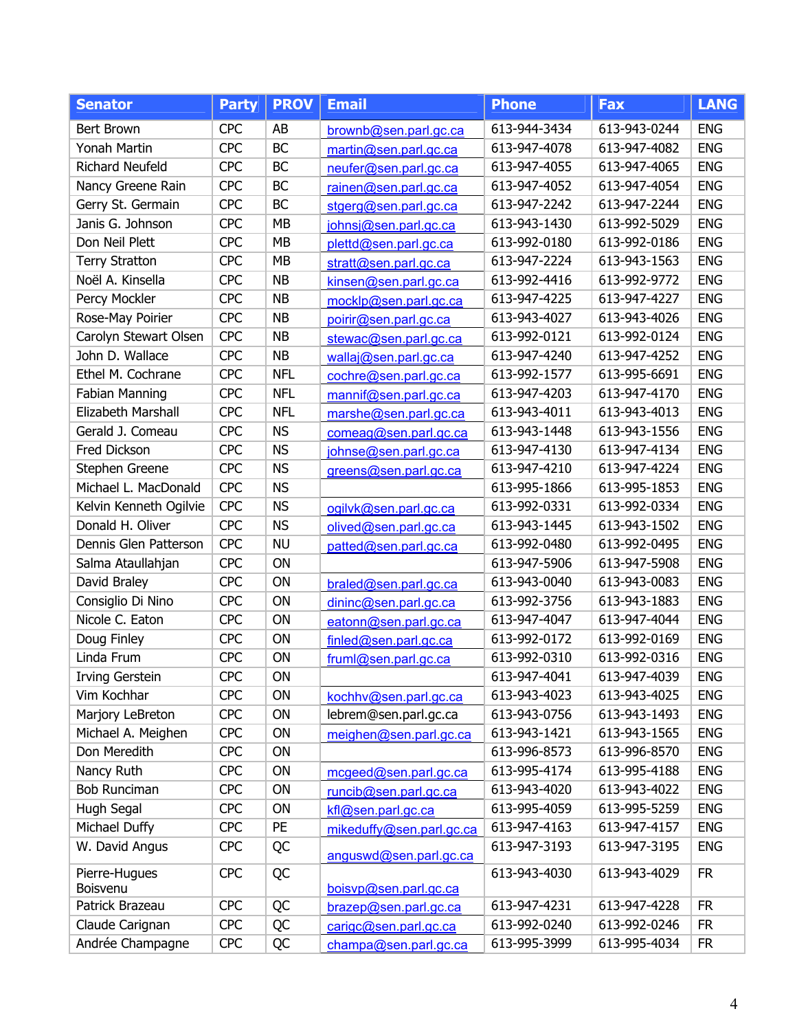| Senator | Party | PROV | Email | Phone | Fax | LANG |
|---|---|---|---|---|---|---|
| Bert Brown | CPC | AB | brownb@sen.parl.gc.ca | 613-944-3434 | 613-943-0244 | ENG |
| Yonah Martin | CPC | BC | martin@sen.parl.gc.ca | 613-947-4078 | 613-947-4082 | ENG |
| Richard Neufeld | CPC | BC | neufer@sen.parl.gc.ca | 613-947-4055 | 613-947-4065 | ENG |
| Nancy Greene Rain | CPC | BC | rainen@sen.parl.gc.ca | 613-947-4052 | 613-947-4054 | ENG |
| Gerry St. Germain | CPC | BC | stgerg@sen.parl.gc.ca | 613-947-2242 | 613-947-2244 | ENG |
| Janis G. Johnson | CPC | MB | johnsj@sen.parl.gc.ca | 613-943-1430 | 613-992-5029 | ENG |
| Don Neil Plett | CPC | MB | plettd@sen.parl.gc.ca | 613-992-0180 | 613-992-0186 | ENG |
| Terry Stratton | CPC | MB | stratt@sen.parl.gc.ca | 613-947-2224 | 613-943-1563 | ENG |
| Noël A. Kinsella | CPC | NB | kinsen@sen.parl.gc.ca | 613-992-4416 | 613-992-9772 | ENG |
| Percy Mockler | CPC | NB | mocklp@sen.parl.gc.ca | 613-947-4225 | 613-947-4227 | ENG |
| Rose-May Poirier | CPC | NB | poirir@sen.parl.gc.ca | 613-943-4027 | 613-943-4026 | ENG |
| Carolyn Stewart Olsen | CPC | NB | stewac@sen.parl.gc.ca | 613-992-0121 | 613-992-0124 | ENG |
| John D. Wallace | CPC | NB | wallaj@sen.parl.gc.ca | 613-947-4240 | 613-947-4252 | ENG |
| Ethel M. Cochrane | CPC | NFL | cochre@sen.parl.gc.ca | 613-992-1577 | 613-995-6691 | ENG |
| Fabian Manning | CPC | NFL | mannif@sen.parl.gc.ca | 613-947-4203 | 613-947-4170 | ENG |
| Elizabeth Marshall | CPC | NFL | marshe@sen.parl.gc.ca | 613-943-4011 | 613-943-4013 | ENG |
| Gerald J. Comeau | CPC | NS | comeag@sen.parl.gc.ca | 613-943-1448 | 613-943-1556 | ENG |
| Fred Dickson | CPC | NS | johnse@sen.parl.gc.ca | 613-947-4130 | 613-947-4134 | ENG |
| Stephen Greene | CPC | NS | greens@sen.parl.gc.ca | 613-947-4210 | 613-947-4224 | ENG |
| Michael L. MacDonald | CPC | NS | | 613-995-1866 | 613-995-1853 | ENG |
| Kelvin Kenneth Ogilvie | CPC | NS | ogilvk@sen.parl.gc.ca | 613-992-0331 | 613-992-0334 | ENG |
| Donald H. Oliver | CPC | NS | olived@sen.parl.gc.ca | 613-943-1445 | 613-943-1502 | ENG |
| Dennis Glen Patterson | CPC | NU | patted@sen.parl.gc.ca | 613-992-0480 | 613-992-0495 | ENG |
| Salma Ataullahjan | CPC | ON | | 613-947-5906 | 613-947-5908 | ENG |
| David Braley | CPC | ON | braled@sen.parl.gc.ca | 613-943-0040 | 613-943-0083 | ENG |
| Consiglio Di Nino | CPC | ON | dininc@sen.parl.gc.ca | 613-992-3756 | 613-943-1883 | ENG |
| Nicole C. Eaton | CPC | ON | eatonn@sen.parl.gc.ca | 613-947-4047 | 613-947-4044 | ENG |
| Doug Finley | CPC | ON | finled@sen.parl.gc.ca | 613-992-0172 | 613-992-0169 | ENG |
| Linda Frum | CPC | ON | fruml@sen.parl.gc.ca | 613-992-0310 | 613-992-0316 | ENG |
| Irving Gerstein | CPC | ON | | 613-947-4041 | 613-947-4039 | ENG |
| Vim Kochhar | CPC | ON | kochhv@sen.parl.gc.ca | 613-943-4023 | 613-943-4025 | ENG |
| Marjory LeBreton | CPC | ON | lebrem@sen.parl.gc.ca | 613-943-0756 | 613-943-1493 | ENG |
| Michael A. Meighen | CPC | ON | meighen@sen.parl.gc.ca | 613-943-1421 | 613-943-1565 | ENG |
| Don Meredith | CPC | ON | | 613-996-8573 | 613-996-8570 | ENG |
| Nancy Ruth | CPC | ON | mcgeed@sen.parl.gc.ca | 613-995-4174 | 613-995-4188 | ENG |
| Bob Runciman | CPC | ON | runcib@sen.parl.gc.ca | 613-943-4020 | 613-943-4022 | ENG |
| Hugh Segal | CPC | ON | kfl@sen.parl.gc.ca | 613-995-4059 | 613-995-5259 | ENG |
| Michael Duffy | CPC | PE | mikeduffy@sen.parl.gc.ca | 613-947-4163 | 613-947-4157 | ENG |
| W. David Angus | CPC | QC | anguswd@sen.parl.gc.ca | 613-947-3193 | 613-947-3195 | ENG |
| Pierre-Hugues Boisvenu | CPC | QC | boisvp@sen.parl.gc.ca | 613-943-4030 | 613-943-4029 | FR |
| Patrick Brazeau | CPC | QC | brazep@sen.parl.gc.ca | 613-947-4231 | 613-947-4228 | FR |
| Claude Carignan | CPC | QC | carigc@sen.parl.gc.ca | 613-992-0240 | 613-992-0246 | FR |
| Andrée Champagne | CPC | QC | champa@sen.parl.gc.ca | 613-995-3999 | 613-995-4034 | FR |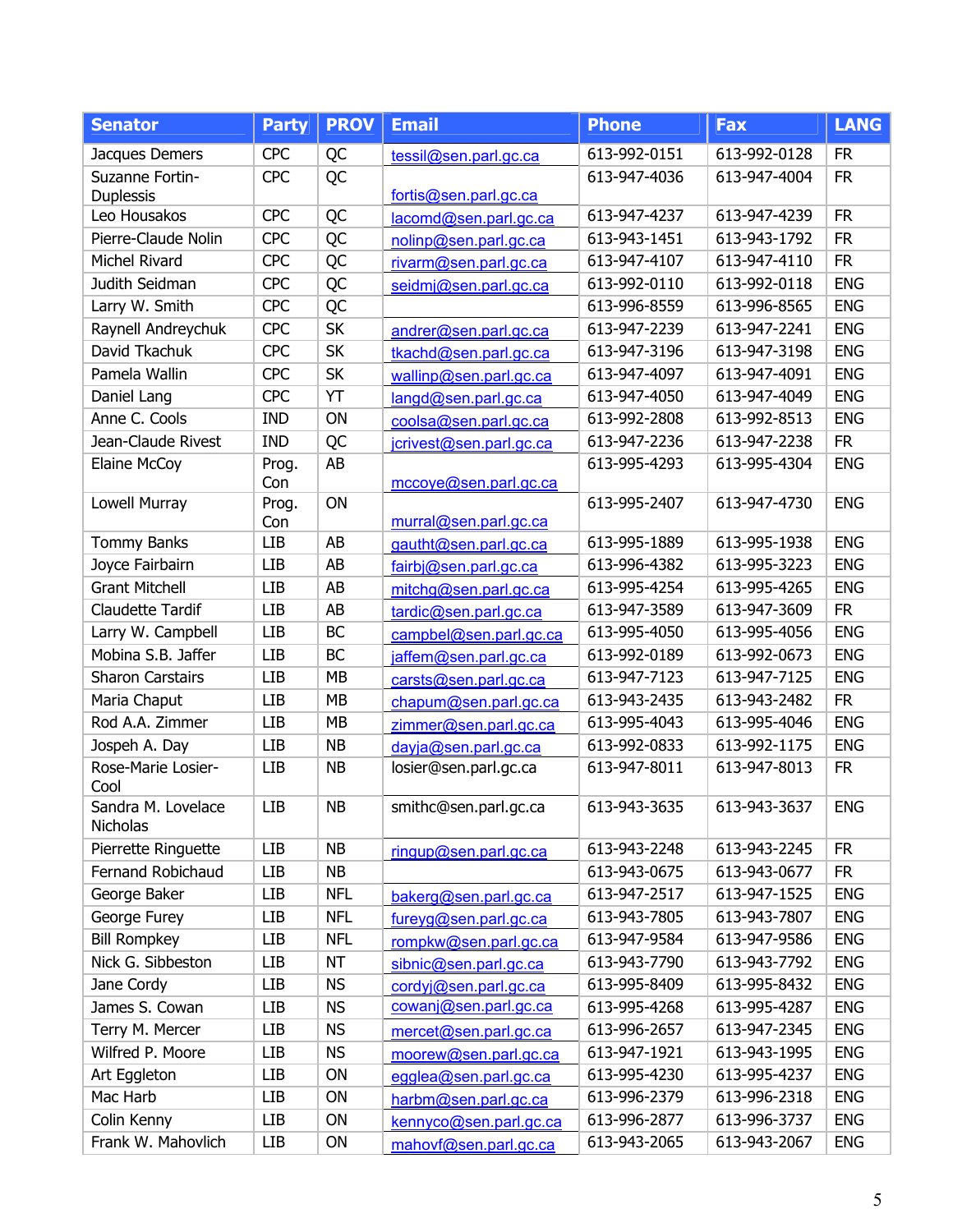| Senator | Party | PROV | Email | Phone | Fax | LANG |
|---|---|---|---|---|---|---|
| Jacques Demers | CPC | QC | tessil@sen.parl.gc.ca | 613-992-0151 | 613-992-0128 | FR |
| Suzanne Fortin-Duplessis | CPC | QC | fortis@sen.parl.gc.ca | 613-947-4036 | 613-947-4004 | FR |
| Leo Housakos | CPC | QC | lacomd@sen.parl.gc.ca | 613-947-4237 | 613-947-4239 | FR |
| Pierre-Claude Nolin | CPC | QC | nolinp@sen.parl.gc.ca | 613-943-1451 | 613-943-1792 | FR |
| Michel Rivard | CPC | QC | rivarm@sen.parl.gc.ca | 613-947-4107 | 613-947-4110 | FR |
| Judith Seidman | CPC | QC | seidmj@sen.parl.gc.ca | 613-992-0110 | 613-992-0118 | ENG |
| Larry W. Smith | CPC | QC | | 613-996-8559 | 613-996-8565 | ENG |
| Raynell Andreychuk | CPC | SK | andrer@sen.parl.gc.ca | 613-947-2239 | 613-947-2241 | ENG |
| David Tkachuk | CPC | SK | tkachd@sen.parl.gc.ca | 613-947-3196 | 613-947-3198 | ENG |
| Pamela Wallin | CPC | SK | wallinp@sen.parl.gc.ca | 613-947-4097 | 613-947-4091 | ENG |
| Daniel Lang | CPC | YT | langd@sen.parl.gc.ca | 613-947-4050 | 613-947-4049 | ENG |
| Anne C. Cools | IND | ON | coolsa@sen.parl.gc.ca | 613-992-2808 | 613-992-8513 | ENG |
| Jean-Claude Rivest | IND | QC | jcrivest@sen.parl.gc.ca | 613-947-2236 | 613-947-2238 | FR |
| Elaine McCoy | Prog. Con | AB | mccoye@sen.parl.gc.ca | 613-995-4293 | 613-995-4304 | ENG |
| Lowell Murray | Prog. Con | ON | murral@sen.parl.gc.ca | 613-995-2407 | 613-947-4730 | ENG |
| Tommy Banks | LIB | AB | gautht@sen.parl.gc.ca | 613-995-1889 | 613-995-1938 | ENG |
| Joyce Fairbairn | LIB | AB | fairbj@sen.parl.gc.ca | 613-996-4382 | 613-995-3223 | ENG |
| Grant Mitchell | LIB | AB | mitchg@sen.parl.gc.ca | 613-995-4254 | 613-995-4265 | ENG |
| Claudette Tardif | LIB | AB | tardic@sen.parl.gc.ca | 613-947-3589 | 613-947-3609 | FR |
| Larry W. Campbell | LIB | BC | campbel@sen.parl.gc.ca | 613-995-4050 | 613-995-4056 | ENG |
| Mobina S.B. Jaffer | LIB | BC | jaffem@sen.parl.gc.ca | 613-992-0189 | 613-992-0673 | ENG |
| Sharon Carstairs | LIB | MB | carsts@sen.parl.gc.ca | 613-947-7123 | 613-947-7125 | ENG |
| Maria Chaput | LIB | MB | chapum@sen.parl.gc.ca | 613-943-2435 | 613-943-2482 | FR |
| Rod A.A. Zimmer | LIB | MB | zimmer@sen.parl.gc.ca | 613-995-4043 | 613-995-4046 | ENG |
| Jospeh A. Day | LIB | NB | dayja@sen.parl.gc.ca | 613-992-0833 | 613-992-1175 | ENG |
| Rose-Marie Losier-Cool | LIB | NB | losier@sen.parl.gc.ca | 613-947-8011 | 613-947-8013 | FR |
| Sandra M. Lovelace Nicholas | LIB | NB | smithc@sen.parl.gc.ca | 613-943-3635 | 613-943-3637 | ENG |
| Pierrette Ringuette | LIB | NB | ringup@sen.parl.gc.ca | 613-943-2248 | 613-943-2245 | FR |
| Fernand Robichaud | LIB | NB | | 613-943-0675 | 613-943-0677 | FR |
| George Baker | LIB | NFL | bakerg@sen.parl.gc.ca | 613-947-2517 | 613-947-1525 | ENG |
| George Furey | LIB | NFL | fureyg@sen.parl.gc.ca | 613-943-7805 | 613-943-7807 | ENG |
| Bill Rompkey | LIB | NFL | rompkw@sen.parl.gc.ca | 613-947-9584 | 613-947-9586 | ENG |
| Nick G. Sibbeston | LIB | NT | sibnic@sen.parl.gc.ca | 613-943-7790 | 613-943-7792 | ENG |
| Jane Cordy | LIB | NS | cordyj@sen.parl.gc.ca | 613-995-8409 | 613-995-8432 | ENG |
| James S. Cowan | LIB | NS | cowanj@sen.parl.gc.ca | 613-995-4268 | 613-995-4287 | ENG |
| Terry M. Mercer | LIB | NS | mercet@sen.parl.gc.ca | 613-996-2657 | 613-947-2345 | ENG |
| Wilfred P. Moore | LIB | NS | moorew@sen.parl.gc.ca | 613-947-1921 | 613-943-1995 | ENG |
| Art Eggleton | LIB | ON | egglea@sen.parl.gc.ca | 613-995-4230 | 613-995-4237 | ENG |
| Mac Harb | LIB | ON | harbm@sen.parl.gc.ca | 613-996-2379 | 613-996-2318 | ENG |
| Colin Kenny | LIB | ON | kennyco@sen.parl.gc.ca | 613-996-2877 | 613-996-3737 | ENG |
| Frank W. Mahovlich | LIB | ON | mahovf@sen.parl.gc.ca | 613-943-2065 | 613-943-2067 | ENG |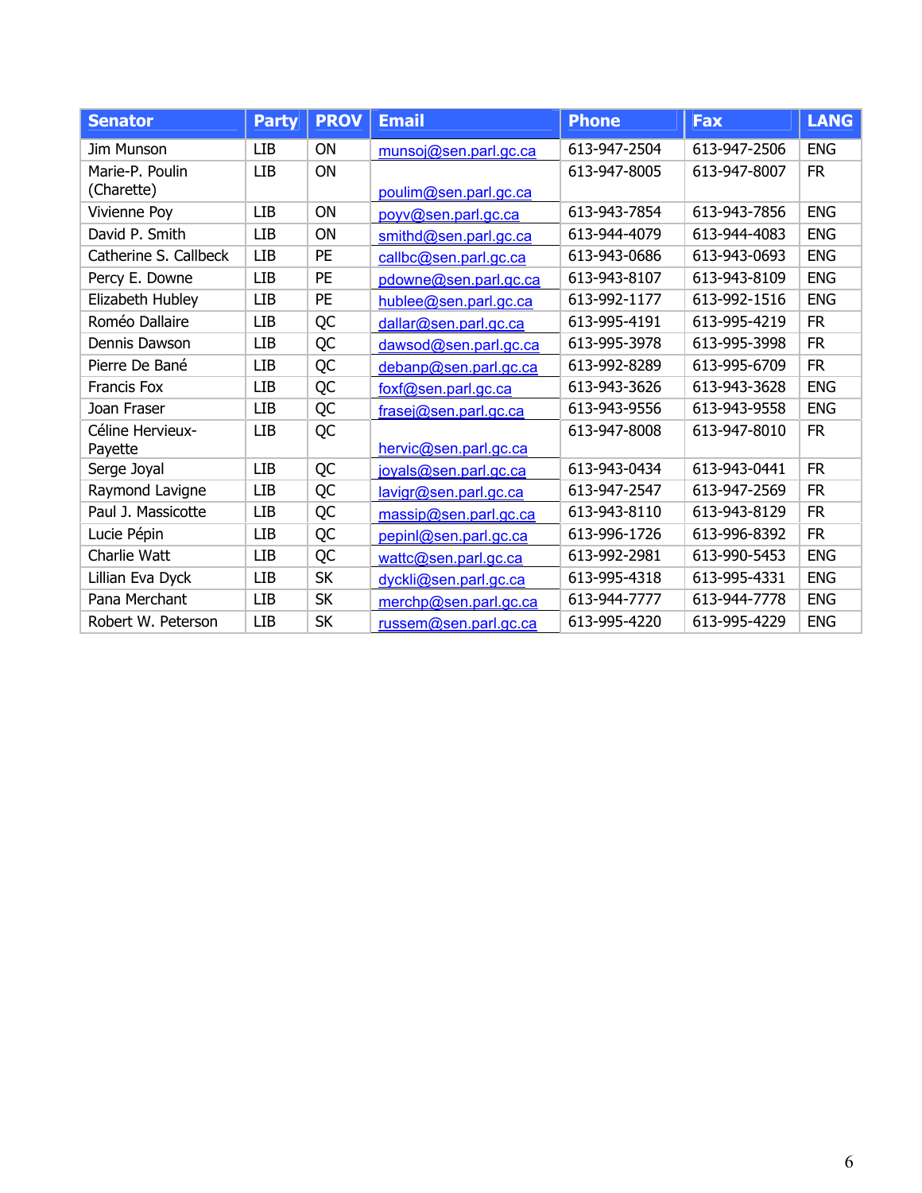| Senator | Party | PROV | Email | Phone | Fax | LANG |
|---|---|---|---|---|---|---|
| Jim Munson | LIB | ON | munsoj@sen.parl.gc.ca | 613-947-2504 | 613-947-2506 | ENG |
| Marie-P. Poulin (Charette) | LIB | ON | poulim@sen.parl.gc.ca | 613-947-8005 | 613-947-8007 | FR |
| Vivienne Poy | LIB | ON | poyv@sen.parl.gc.ca | 613-943-7854 | 613-943-7856 | ENG |
| David P. Smith | LIB | ON | smithd@sen.parl.gc.ca | 613-944-4079 | 613-944-4083 | ENG |
| Catherine S. Callbeck | LIB | PE | callbc@sen.parl.gc.ca | 613-943-0686 | 613-943-0693 | ENG |
| Percy E. Downe | LIB | PE | pdowne@sen.parl.gc.ca | 613-943-8107 | 613-943-8109 | ENG |
| Elizabeth Hubley | LIB | PE | hublee@sen.parl.gc.ca | 613-992-1177 | 613-992-1516 | ENG |
| Roméo Dallaire | LIB | QC | dallar@sen.parl.gc.ca | 613-995-4191 | 613-995-4219 | FR |
| Dennis Dawson | LIB | QC | dawsod@sen.parl.gc.ca | 613-995-3978 | 613-995-3998 | FR |
| Pierre De Bané | LIB | QC | debanp@sen.parl.gc.ca | 613-992-8289 | 613-995-6709 | FR |
| Francis Fox | LIB | QC | foxf@sen.parl.gc.ca | 613-943-3626 | 613-943-3628 | ENG |
| Joan Fraser | LIB | QC | frasej@sen.parl.gc.ca | 613-943-9556 | 613-943-9558 | ENG |
| Céline Hervieux-Payette | LIB | QC | hervic@sen.parl.gc.ca | 613-947-8008 | 613-947-8010 | FR |
| Serge Joyal | LIB | QC | joyals@sen.parl.gc.ca | 613-943-0434 | 613-943-0441 | FR |
| Raymond Lavigne | LIB | QC | lavigr@sen.parl.gc.ca | 613-947-2547 | 613-947-2569 | FR |
| Paul J. Massicotte | LIB | QC | massip@sen.parl.gc.ca | 613-943-8110 | 613-943-8129 | FR |
| Lucie Pépin | LIB | QC | pepinl@sen.parl.gc.ca | 613-996-1726 | 613-996-8392 | FR |
| Charlie Watt | LIB | QC | wattc@sen.parl.gc.ca | 613-992-2981 | 613-990-5453 | ENG |
| Lillian Eva Dyck | LIB | SK | dyckli@sen.parl.gc.ca | 613-995-4318 | 613-995-4331 | ENG |
| Pana Merchant | LIB | SK | merchp@sen.parl.gc.ca | 613-944-7777 | 613-944-7778 | ENG |
| Robert W. Peterson | LIB | SK | russem@sen.parl.gc.ca | 613-995-4220 | 613-995-4229 | ENG |